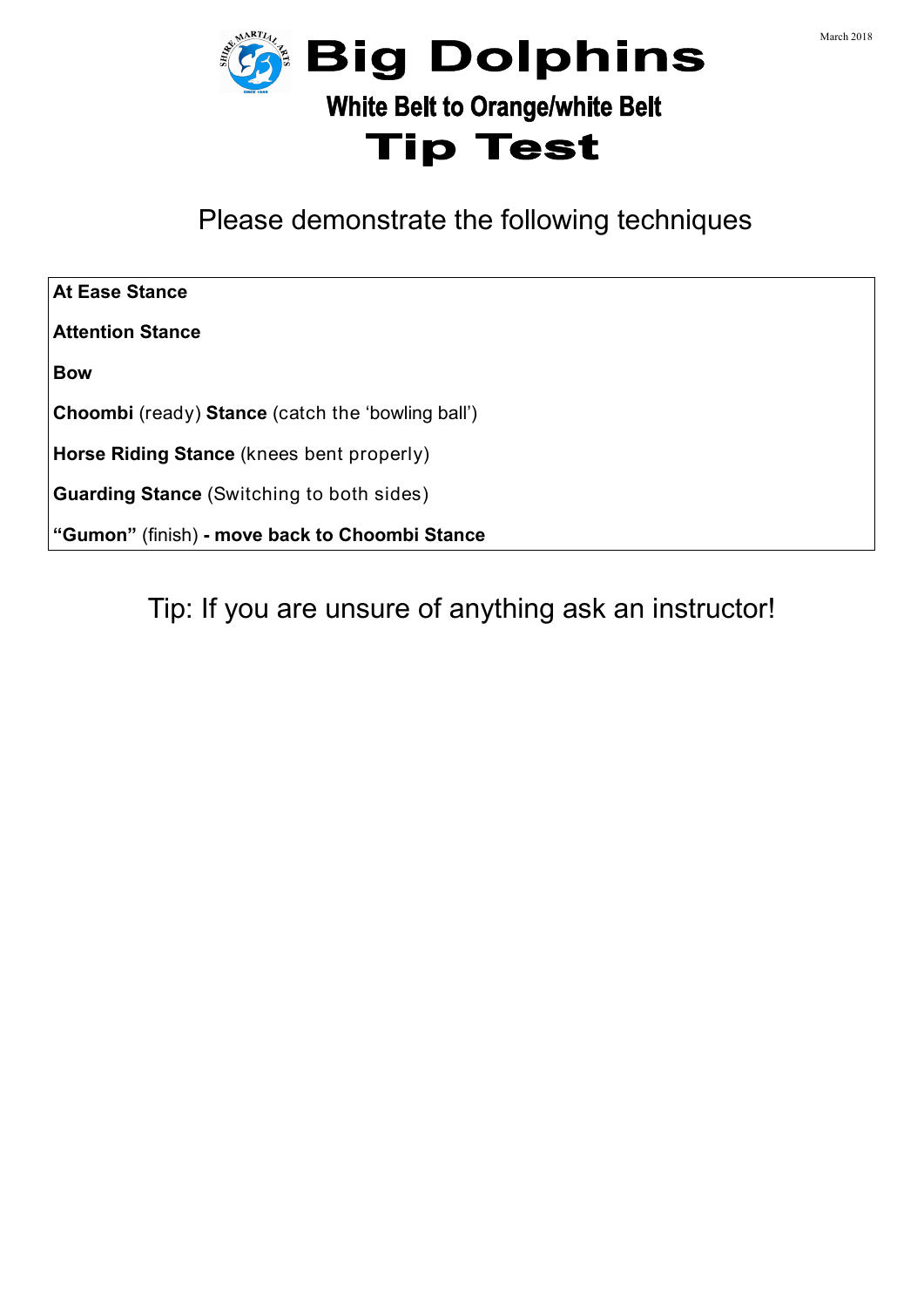March 2018

# Big Dolphins

## White Belt to Orange/white Belt

# Tip Test

Please demonstrate the following techniques

**At Ease Stance**

**Attention Stance**

**Bow**

**Choombi** (ready) **Stance** (catch the 'bowling ball')

**Horse Riding Stance** (knees bent properly)

**Guarding Stance** (Switching to both sides)

**"Gumon"** (finish) **- move back to Choombi Stance**

Tip: If you are unsure of anything ask an instructor!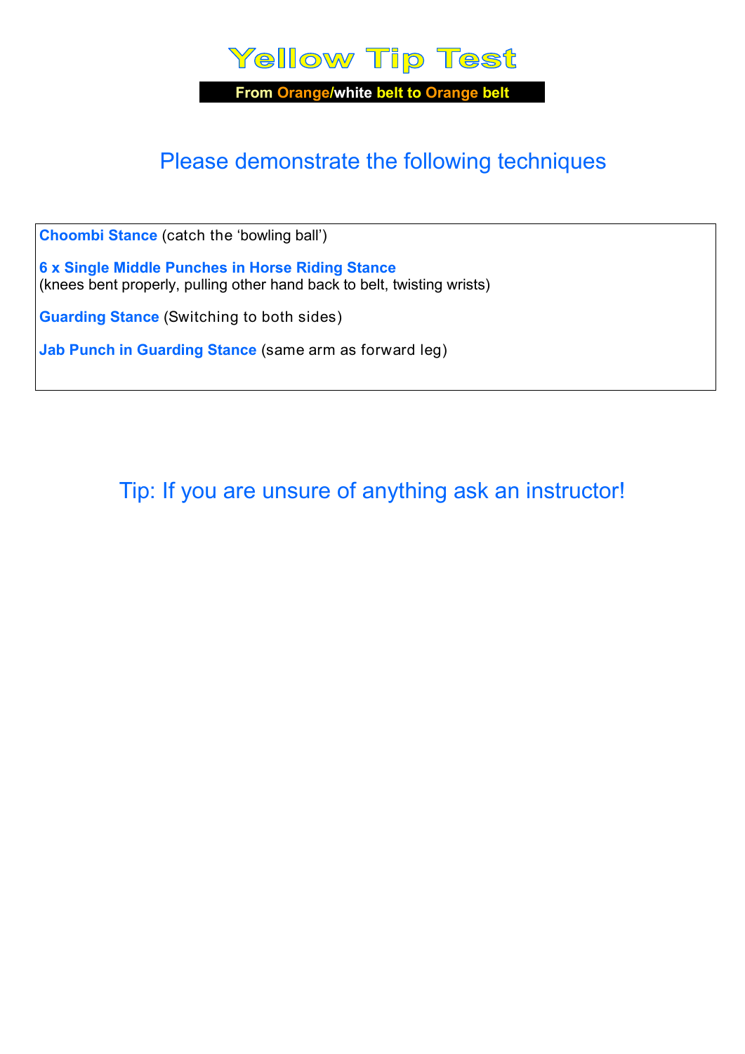# Yellow Tip Test

**From Orange/white belt to Orange belt**

## Please demonstrate the following techniques

**Choombi Stance** (catch the 'bowling ball')

**6 x Single Middle Punches in Horse Riding Stance**
(knees bent properly, pulling other hand back to belt, twisting wrists)

**Guarding Stance** (Switching to both sides)

**Jab Punch in Guarding Stance** (same arm as forward leg)

## Tip: If you are unsure of anything ask an instructor!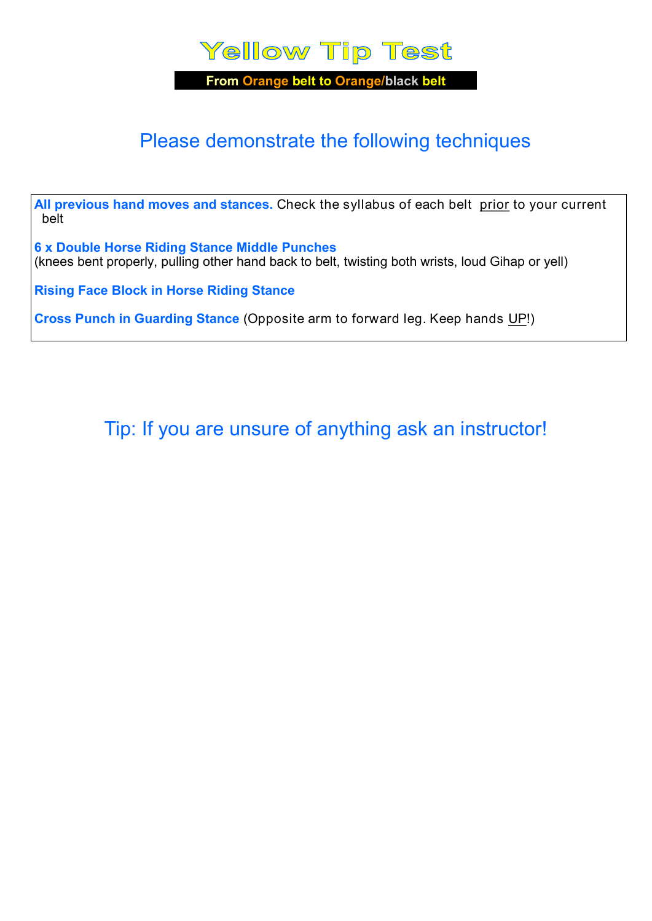# Yellow Tip Test

**From Orange belt to Orange/black belt**

## Please demonstrate the following techniques

**All previous hand moves and stances.** Check the syllabus of each belt prior to your current belt

**6 x Double Horse Riding Stance Middle Punches**
(knees bent properly, pulling other hand back to belt, twisting both wrists, loud Gihap or yell)

**Rising Face Block in Horse Riding Stance**

**Cross Punch in Guarding Stance** (Opposite arm to forward leg. Keep hands UP!)

## Tip: If you are unsure of anything ask an instructor!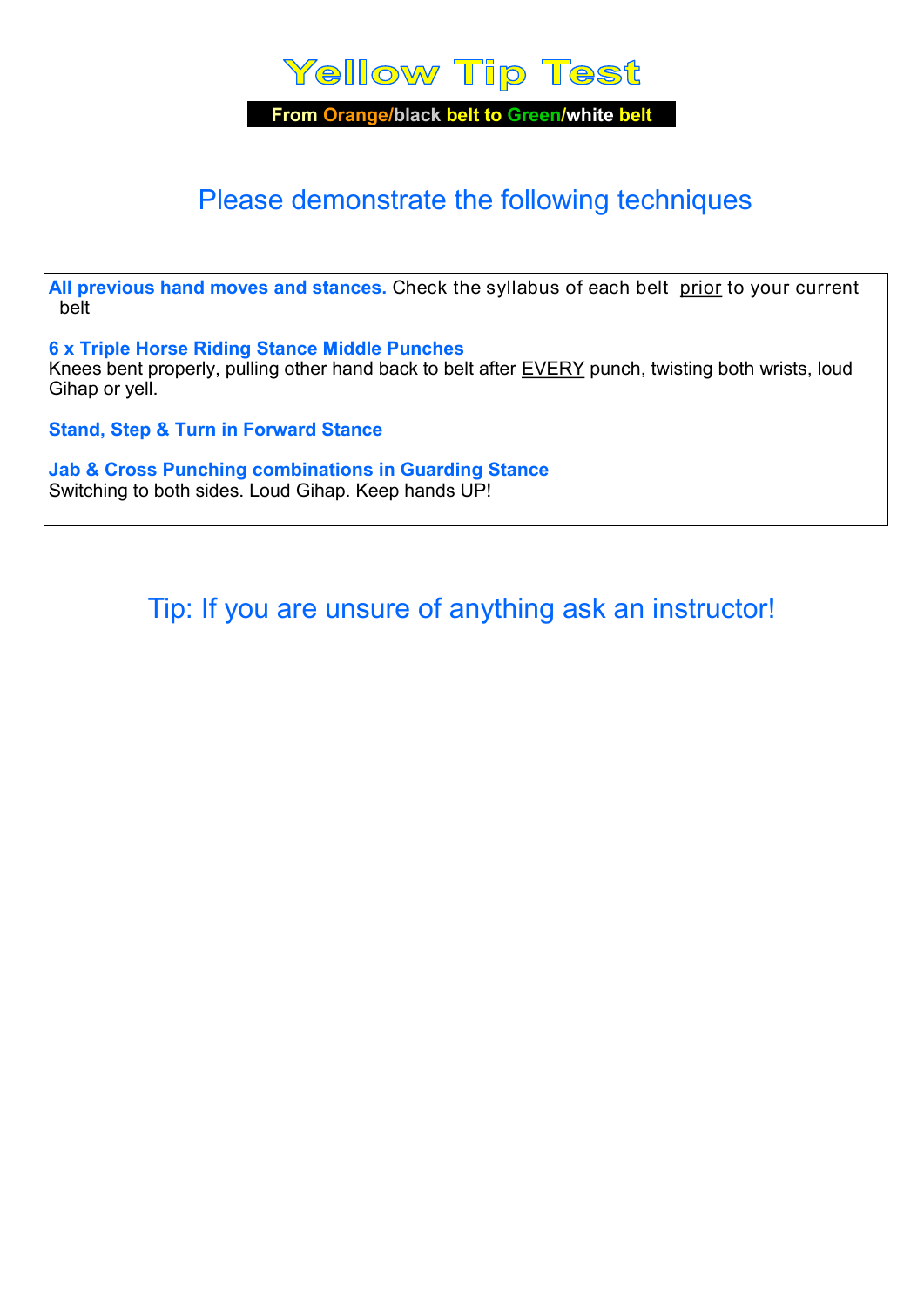# Yellow Tip Test

**From Orange/black belt to Green/white belt**

## Please demonstrate the following techniques

**All previous hand moves and stances.** Check the syllabus of each belt prior to your current belt

**6 x Triple Horse Riding Stance Middle Punches**
Knees bent properly, pulling other hand back to belt after EVERY punch, twisting both wrists, loud Gihap or yell.

**Stand, Step & Turn in Forward Stance**

**Jab & Cross Punching combinations in Guarding Stance**
Switching to both sides. Loud Gihap. Keep hands UP!

## Tip: If you are unsure of anything ask an instructor!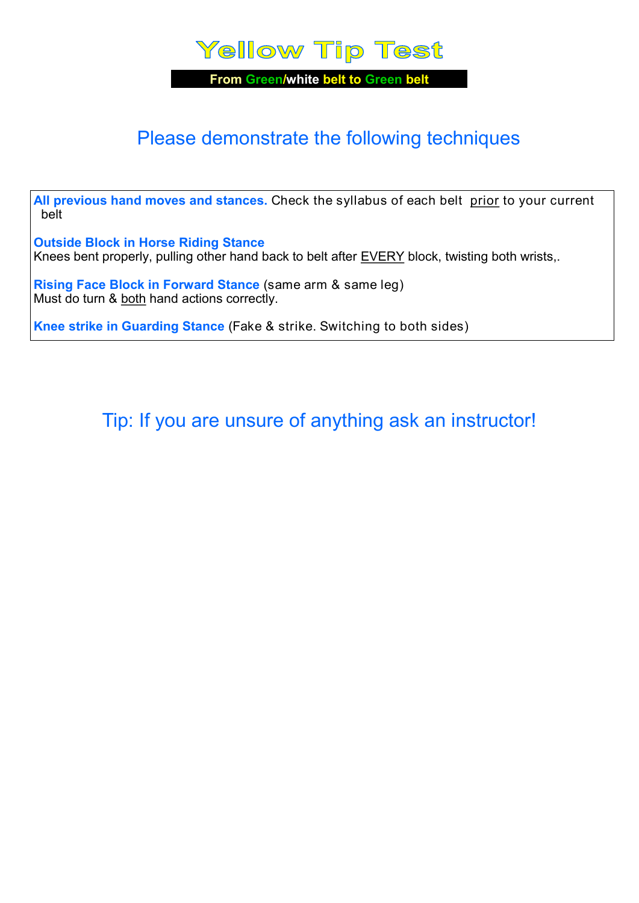# Yellow Tip Test

**From Green/white belt to Green belt**

## Please demonstrate the following techniques

**All previous hand moves and stances.** Check the syllabus of each belt prior to your current belt

**Outside Block in Horse Riding Stance**
Knees bent properly, pulling other hand back to belt after EVERY block, twisting both wrists,.

**Rising Face Block in Forward Stance** (same arm & same leg)
Must do turn & both hand actions correctly.

**Knee strike in Guarding Stance** (Fake & strike. Switching to both sides)

## Tip: If you are unsure of anything ask an instructor!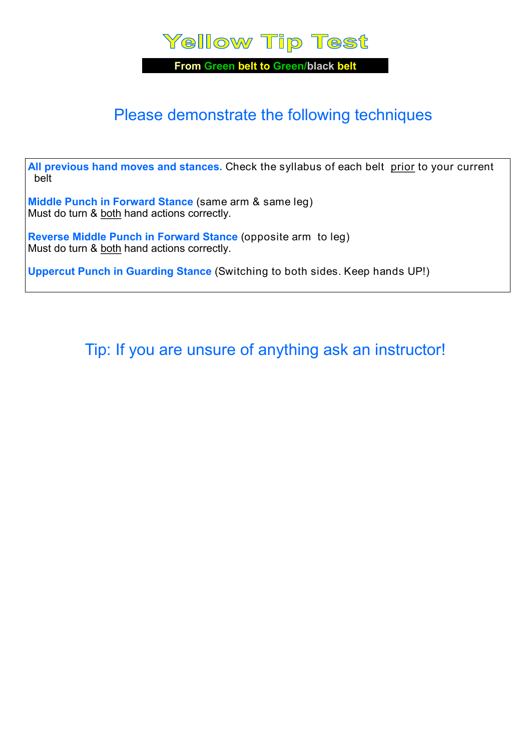# Yellow Tip Test

**From Green belt to Green/black belt**

## Please demonstrate the following techniques

**All previous hand moves and stances.** Check the syllabus of each belt prior to your current belt

**Middle Punch in Forward Stance** (same arm & same leg)
Must do turn & both hand actions correctly.

**Reverse Middle Punch in Forward Stance** (opposite arm to leg)
Must do turn & both hand actions correctly.

**Uppercut Punch in Guarding Stance** (Switching to both sides. Keep hands UP!)

## Tip: If you are unsure of anything ask an instructor!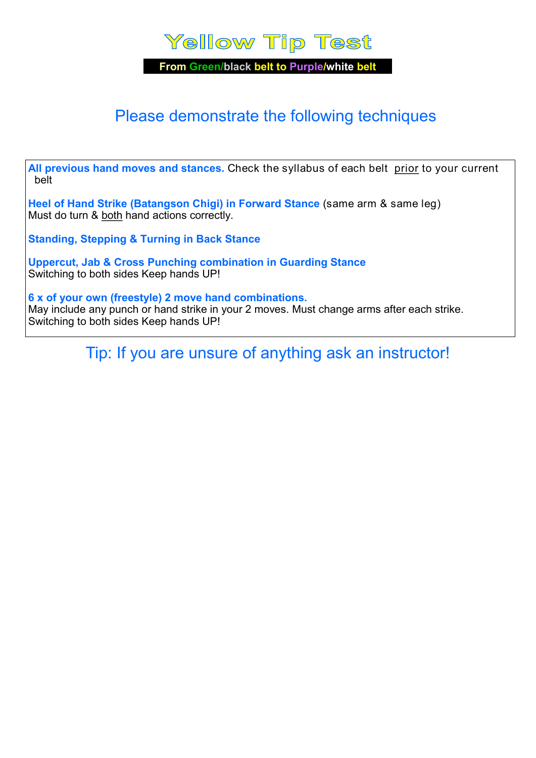# Yellow Tip Test

**From Green/black belt to Purple/white belt**

## Please demonstrate the following techniques

**All previous hand moves and stances.** Check the syllabus of each belt prior to your current belt

**Heel of Hand Strike (Batangson Chigi) in Forward Stance** (same arm & same leg)
Must do turn & both hand actions correctly.

**Standing, Stepping & Turning in Back Stance**

**Uppercut, Jab & Cross Punching combination in Guarding Stance**
Switching to both sides Keep hands UP!

**6 x of your own (freestyle) 2 move hand combinations.**
May include any punch or hand strike in your 2 moves. Must change arms after each strike.
Switching to both sides Keep hands UP!

Tip: If you are unsure of anything ask an instructor!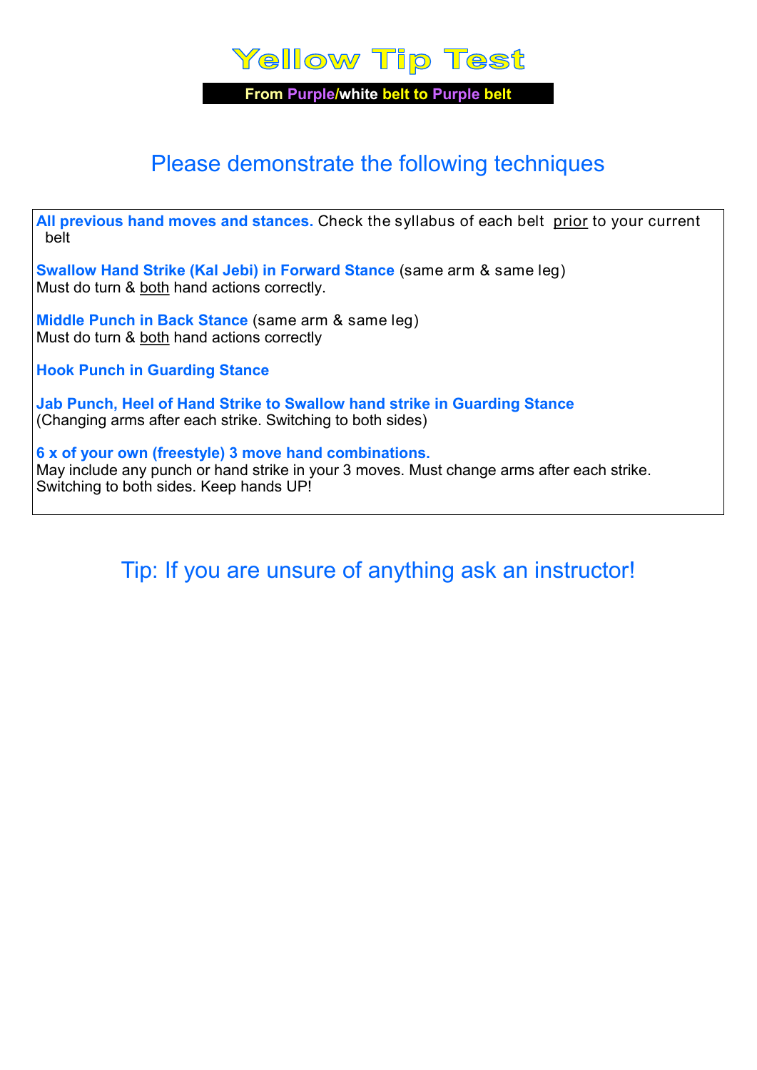# Yellow Tip Test

**From Purple/white belt to Purple belt**

## Please demonstrate the following techniques

**All previous hand moves and stances.** Check the syllabus of each belt prior to your current belt

**Swallow Hand Strike (Kal Jebi) in Forward Stance** (same arm & same leg)
Must do turn & both hand actions correctly.

**Middle Punch in Back Stance** (same arm & same leg)
Must do turn & both hand actions correctly

**Hook Punch in Guarding Stance**

**Jab Punch, Heel of Hand Strike to Swallow hand strike in Guarding Stance**
(Changing arms after each strike. Switching to both sides)

**6 x of your own (freestyle) 3 move hand combinations.**
May include any punch or hand strike in your 3 moves. Must change arms after each strike. Switching to both sides. Keep hands UP!

## Tip: If you are unsure of anything ask an instructor!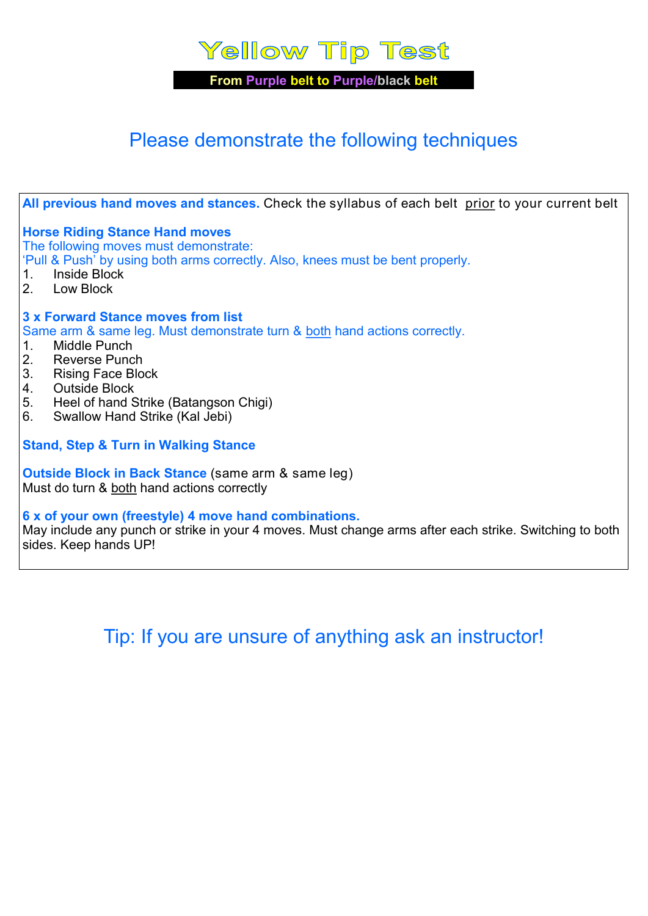# Yellow Tip Test

**From Purple belt to Purple/black belt**

## Please demonstrate the following techniques

**All previous hand moves and stances.** Check the syllabus of each belt prior to your current belt

**Horse Riding Stance Hand moves**
The following moves must demonstrate:
'Pull & Push' by using both arms correctly. Also, knees must be bent properly.

1. Inside Block
2. Low Block

**3 x Forward Stance moves from list**
Same arm & same leg. Must demonstrate turn & both hand actions correctly.

1. Middle Punch
2. Reverse Punch
3. Rising Face Block
4. Outside Block
5. Heel of hand Strike (Batangson Chigi)
6. Swallow Hand Strike (Kal Jebi)

**Stand, Step & Turn in Walking Stance**

**Outside Block in Back Stance** (same arm & same leg)
Must do turn & both hand actions correctly

**6 x of your own (freestyle) 4 move hand combinations.**
May include any punch or strike in your 4 moves. Must change arms after each strike. Switching to both sides. Keep hands UP!

Tip: If you are unsure of anything ask an instructor!